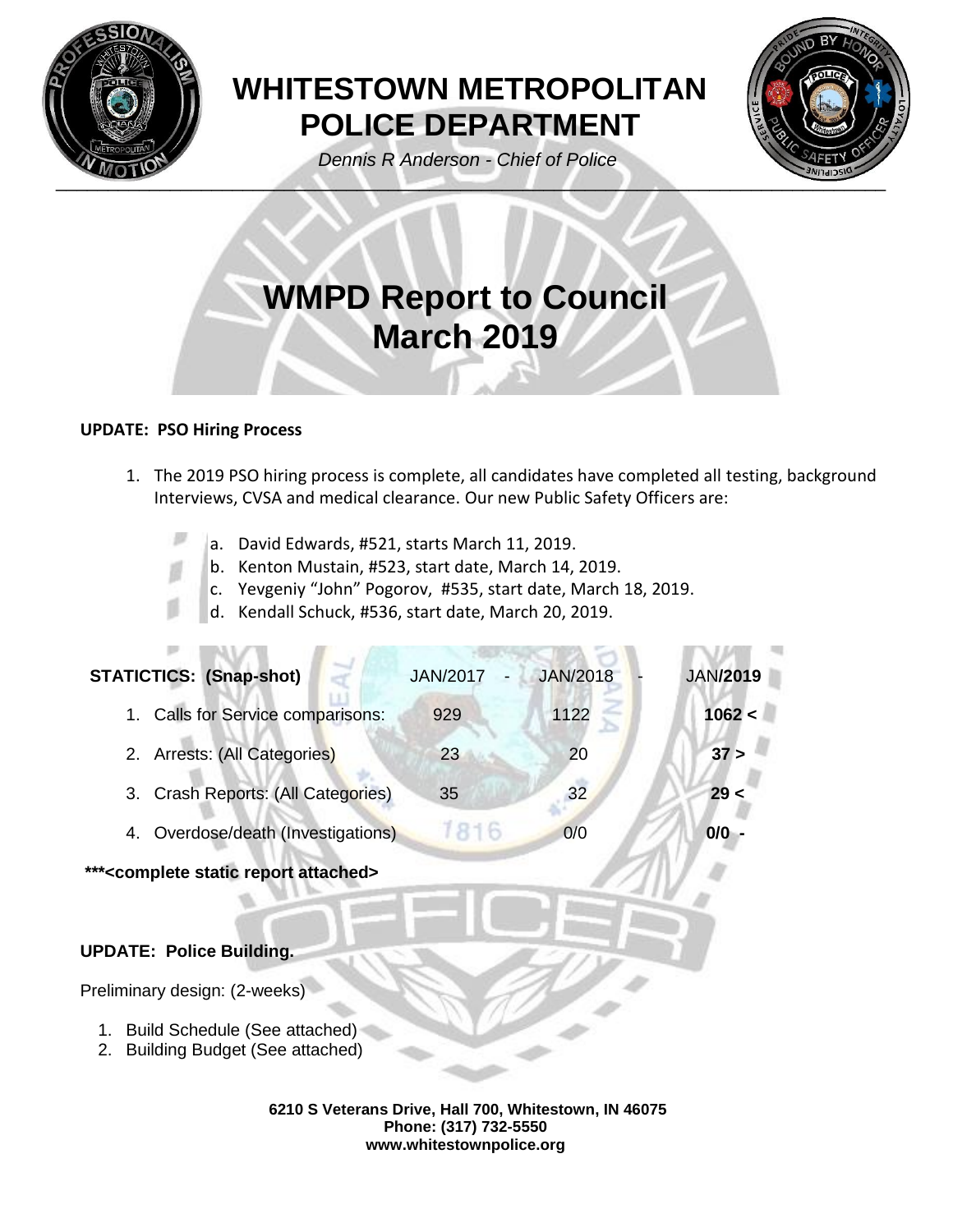# WHITESTOWN METROPOLITAN POLICE DEPARTMENT

*Dennis R Anderson - Chief of Police*

# WMPD Report to Council
# March 2019

**UPDATE: PSO Hiring Process**

1. The 2019 PSO hiring process is complete, all candidates have completed all testing, background Interviews, CVSA and medical clearance. Our new Public Safety Officers are:
   a. David Edwards, #521, starts March 11, 2019.
   b. Kenton Mustain, #523, start date, March 14, 2019.
   c. Yevgeniy "John" Pogorov, #535, start date, March 18, 2019.
   d. Kendall Schuck, #536, start date, March 20, 2019.

| **STATICTICS: (Snap-shot)** | JAN/2017 - | JAN/2018 - | JAN/**2019** |
|---|---|---|---|
| 1. Calls for Service comparisons: | 929 | 1122 | **1062 <** |
| 2. Arrests: (All Categories) | 23 | 20 | **37 >** |
| 3. Crash Reports: (All Categories) | 35 | 32 | **29 <** |
| 4. Overdose/death (Investigations) | | 0/0 | **0/0 -** |

**\*\*\*<complete static report attached>**

**UPDATE: Police Building.**

Preliminary design: (2-weeks)

1. Build Schedule (See attached)
2. Building Budget (See attached)

**6210 S Veterans Drive, Hall 700, Whitestown, IN 46075**
**Phone: (317) 732-5550**
**www.whitestownpolice.org**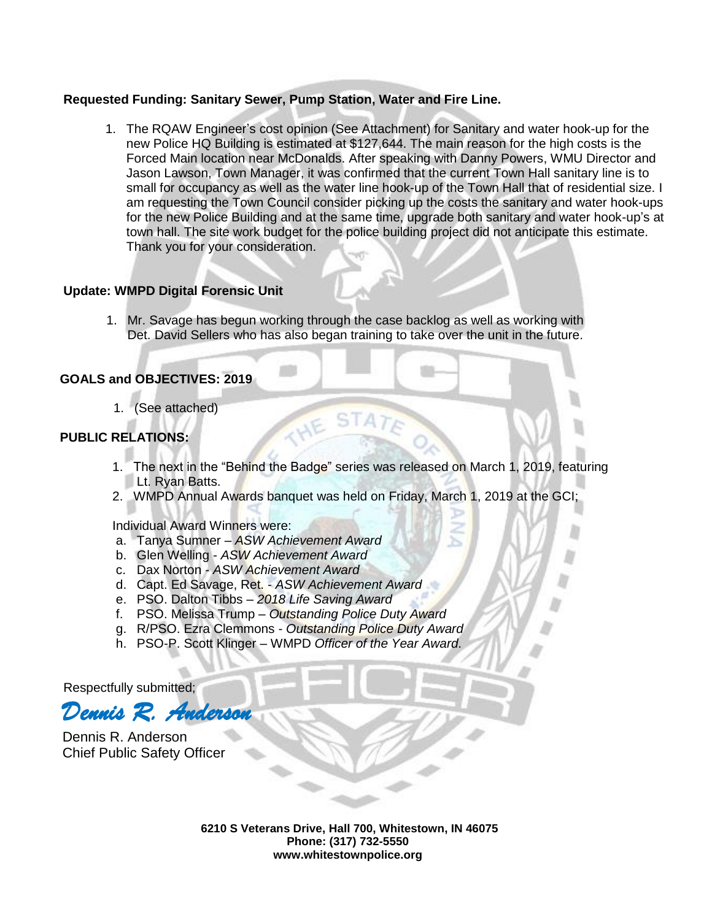**Requested Funding: Sanitary Sewer, Pump Station, Water and Fire Line.**

1. The RQAW Engineer's cost opinion (See Attachment) for Sanitary and water hook-up for the new Police HQ Building is estimated at $127,644. The main reason for the high costs is the Forced Main location near McDonalds. After speaking with Danny Powers, WMU Director and Jason Lawson, Town Manager, it was confirmed that the current Town Hall sanitary line is to small for occupancy as well as the water line hook-up of the Town Hall that of residential size. I am requesting the Town Council consider picking up the costs the sanitary and water hook-ups for the new Police Building and at the same time, upgrade both sanitary and water hook-up's at town hall. The site work budget for the police building project did not anticipate this estimate. Thank you for your consideration.

**Update: WMPD Digital Forensic Unit**

1. Mr. Savage has begun working through the case backlog as well as working with Det. David Sellers who has also began training to take over the unit in the future.

**GOALS and OBJECTIVES: 2019**

1. (See attached)

**PUBLIC RELATIONS:**

1. The next in the "Behind the Badge" series was released on March 1, 2019, featuring Lt. Ryan Batts.
2. WMPD Annual Awards banquet was held on Friday, March 1, 2019 at the GCI;

Individual Award Winners were:

a. Tanya Sumner – *ASW Achievement Award*
b. Glen Welling - *ASW Achievement Award*
c. Dax Norton - *ASW Achievement Award*
d. Capt. Ed Savage, Ret. - *ASW Achievement Award*
e. PSO. Dalton Tibbs – *2018 Life Saving Award*
f. PSO. Melissa Trump – *Outstanding Police Duty Award*
g. R/PSO. Ezra Clemmons - *Outstanding Police Duty Award*
h. PSO-P. Scott Klinger – WMPD *Officer of the Year Award*.

Respectfully submitted;

*Dennis R. Anderson*

Dennis R. Anderson
Chief Public Safety Officer

**6210 S Veterans Drive, Hall 700, Whitestown, IN 46075**
**Phone: (317) 732-5550**
**www.whitestownpolice.org**